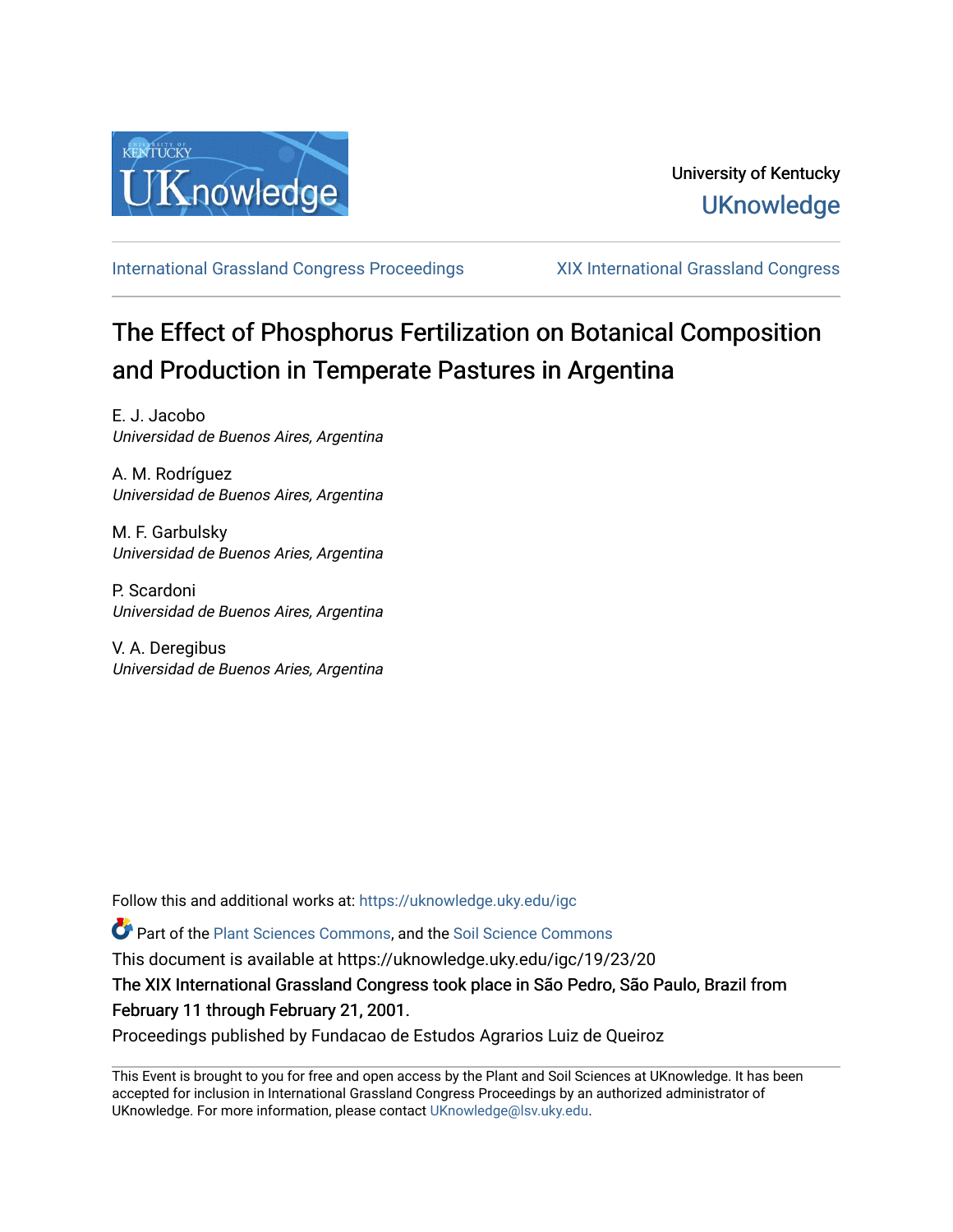University of Kentucky

UKnowledge

International Grassland Congress Proceedings | XIX International Grassland Congress

# The Effect of Phosphorus Fertilization on Botanical Composition and Production in Temperate Pastures in Argentina

E. J. Jacobo
*Universidad de Buenos Aires, Argentina*

A. M. Rodríguez
*Universidad de Buenos Aires, Argentina*

M. F. Garbulsky
*Universidad de Buenos Aries, Argentina*

P. Scardoni
*Universidad de Buenos Aires, Argentina*

V. A. Deregibus
*Universidad de Buenos Aries, Argentina*

Follow this and additional works at: https://uknowledge.uky.edu/igc

Part of the Plant Sciences Commons, and the Soil Science Commons

This document is available at https://uknowledge.uky.edu/igc/19/23/20

The XIX International Grassland Congress took place in São Pedro, São Paulo, Brazil from February 11 through February 21, 2001.

Proceedings published by Fundacao de Estudos Agrarios Luiz de Queiroz

This Event is brought to you for free and open access by the Plant and Soil Sciences at UKnowledge. It has been accepted for inclusion in International Grassland Congress Proceedings by an authorized administrator of UKnowledge. For more information, please contact UKnowledge@lsv.uky.edu.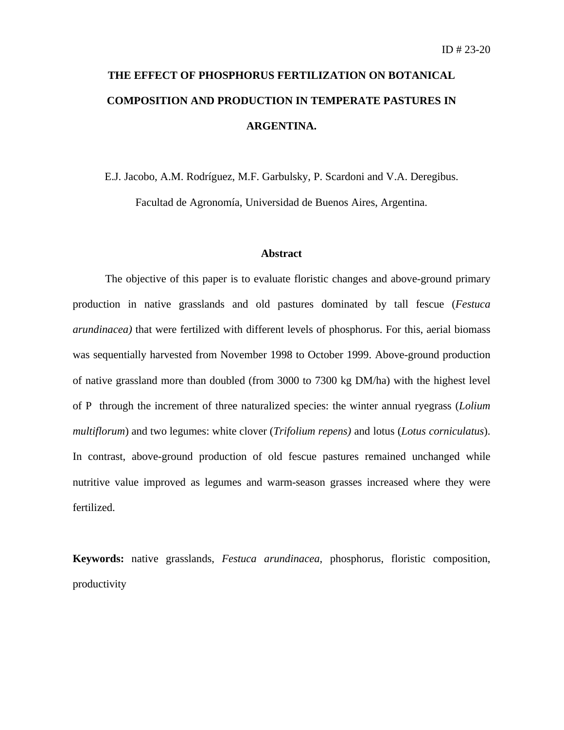ID # 23-20

# THE EFFECT OF PHOSPHORUS FERTILIZATION ON BOTANICAL COMPOSITION AND PRODUCTION IN TEMPERATE PASTURES IN ARGENTINA.

E.J. Jacobo, A.M. Rodríguez, M.F. Garbulsky, P. Scardoni and V.A. Deregibus.

Facultad de Agronomía, Universidad de Buenos Aires, Argentina.

## Abstract

The objective of this paper is to evaluate floristic changes and above-ground primary production in native grasslands and old pastures dominated by tall fescue (*Festuca arundinacea)* that were fertilized with different levels of phosphorus. For this, aerial biomass was sequentially harvested from November 1998 to October 1999. Above-ground production of native grassland more than doubled (from 3000 to 7300 kg DM/ha) with the highest level of P through the increment of three naturalized species: the winter annual ryegrass (*Lolium multiflorum*) and two legumes: white clover (*Trifolium repens)* and lotus (*Lotus corniculatus*). In contrast, above-ground production of old fescue pastures remained unchanged while nutritive value improved as legumes and warm-season grasses increased where they were fertilized.

**Keywords:** native grasslands, *Festuca arundinacea*, phosphorus, floristic composition, productivity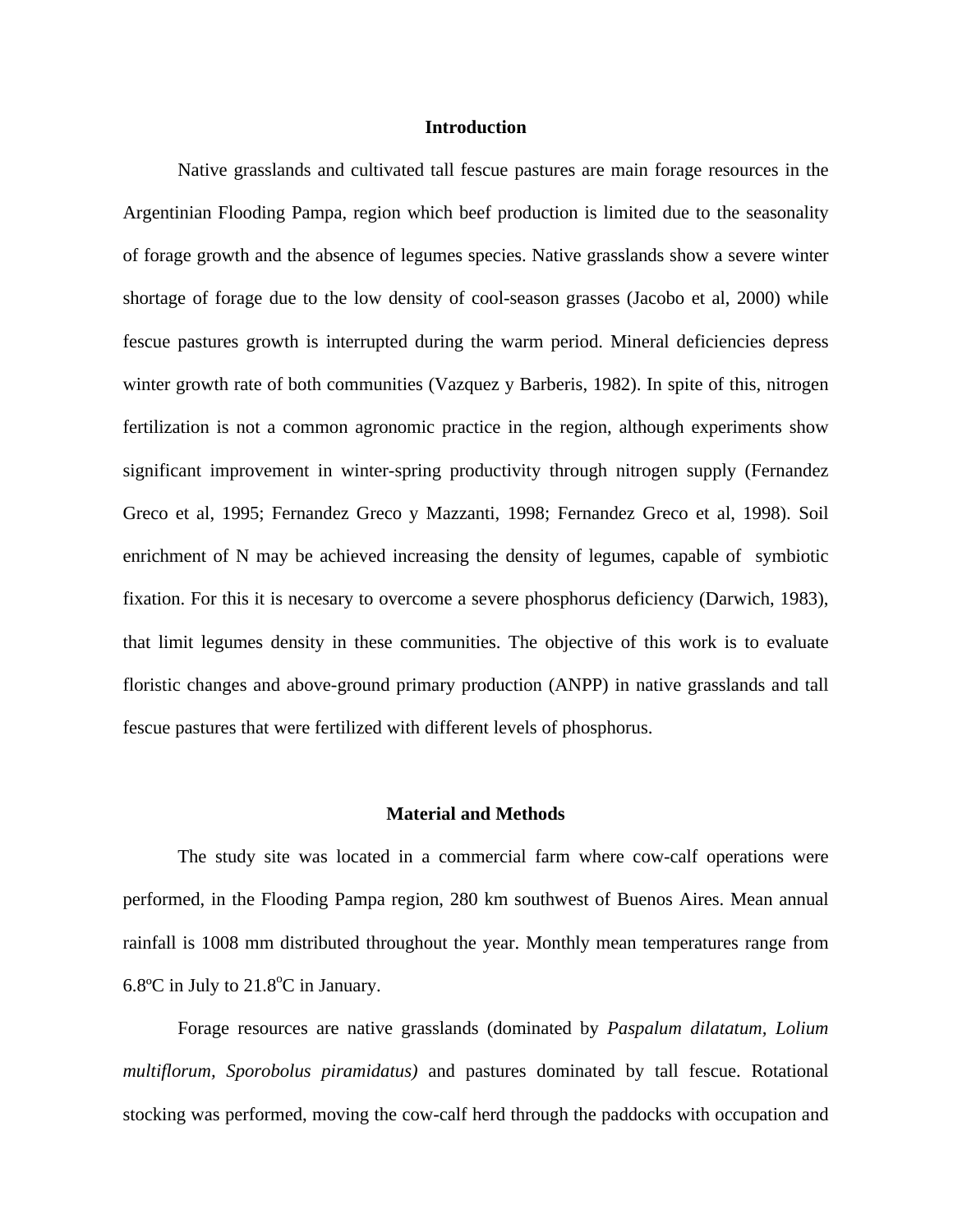## Introduction

Native grasslands and cultivated tall fescue pastures are main forage resources in the Argentinian Flooding Pampa, region which beef production is limited due to the seasonality of forage growth and the absence of legumes species. Native grasslands show a severe winter shortage of forage due to the low density of cool-season grasses (Jacobo et al, 2000) while fescue pastures growth is interrupted during the warm period. Mineral deficiencies depress winter growth rate of both communities (Vazquez y Barberis, 1982). In spite of this, nitrogen fertilization is not a common agronomic practice in the region, although experiments show significant improvement in winter-spring productivity through nitrogen supply (Fernandez Greco et al, 1995; Fernandez Greco y Mazzanti, 1998; Fernandez Greco et al, 1998). Soil enrichment of N may be achieved increasing the density of legumes, capable of symbiotic fixation. For this it is necesary to overcome a severe phosphorus deficiency (Darwich, 1983), that limit legumes density in these communities. The objective of this work is to evaluate floristic changes and above-ground primary production (ANPP) in native grasslands and tall fescue pastures that were fertilized with different levels of phosphorus.

## Material and Methods

The study site was located in a commercial farm where cow-calf operations were performed, in the Flooding Pampa region, 280 km southwest of Buenos Aires. Mean annual rainfall is 1008 mm distributed throughout the year. Monthly mean temperatures range from 6.8ºC in July to 21.8ºC in January.

Forage resources are native grasslands (dominated by *Paspalum dilatatum, Lolium multiflorum, Sporobolus piramidatus)* and pastures dominated by tall fescue. Rotational stocking was performed, moving the cow-calf herd through the paddocks with occupation and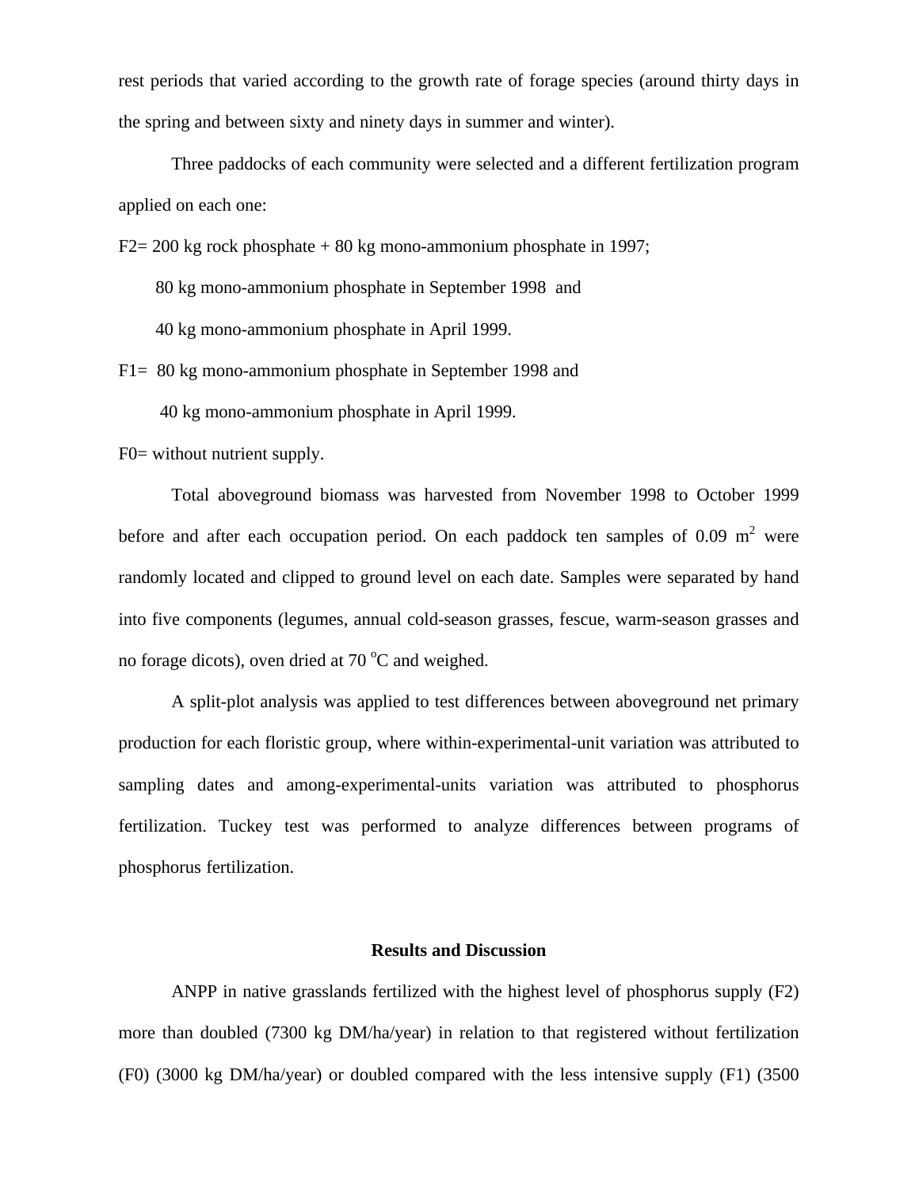rest periods that varied according to the growth rate of forage species (around thirty days in the spring and between sixty and ninety days in summer and winter).

Three paddocks of each community were selected and a different fertilization program applied on each one:

F2= 200 kg rock phosphate + 80 kg mono-ammonium phosphate in 1997;

80 kg mono-ammonium phosphate in September 1998 and

40 kg mono-ammonium phosphate in April 1999.

F1= 80 kg mono-ammonium phosphate in September 1998 and

40 kg mono-ammonium phosphate in April 1999.

F0= without nutrient supply.

Total aboveground biomass was harvested from November 1998 to October 1999 before and after each occupation period. On each paddock ten samples of 0.09 $m^2$ were randomly located and clipped to ground level on each date. Samples were separated by hand into five components (legumes, annual cold-season grasses, fescue, warm-season grasses and no forage dicots), oven dried at 70 $^oC$ and weighed.

A split-plot analysis was applied to test differences between aboveground net primary production for each floristic group, where within-experimental-unit variation was attributed to sampling dates and among-experimental-units variation was attributed to phosphorus fertilization. Tuckey test was performed to analyze differences between programs of phosphorus fertilization.

## Results and Discussion

ANPP in native grasslands fertilized with the highest level of phosphorus supply (F2) more than doubled (7300 kg DM/ha/year) in relation to that registered without fertilization (F0) (3000 kg DM/ha/year) or doubled compared with the less intensive supply (F1) (3500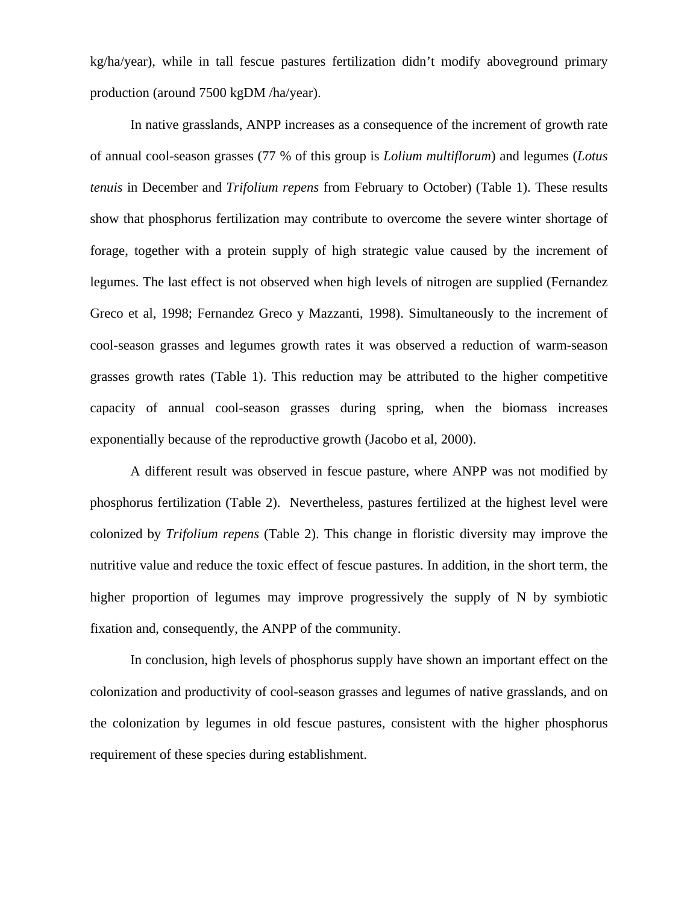kg/ha/year), while in tall fescue pastures fertilization didn't modify aboveground primary production (around 7500 kgDM /ha/year).

In native grasslands, ANPP increases as a consequence of the increment of growth rate of annual cool-season grasses (77 % of this group is *Lolium multiflorum*) and legumes (*Lotus tenuis* in December and *Trifolium repens* from February to October) (Table 1). These results show that phosphorus fertilization may contribute to overcome the severe winter shortage of forage, together with a protein supply of high strategic value caused by the increment of legumes. The last effect is not observed when high levels of nitrogen are supplied (Fernandez Greco et al, 1998; Fernandez Greco y Mazzanti, 1998). Simultaneously to the increment of cool-season grasses and legumes growth rates it was observed a reduction of warm-season grasses growth rates (Table 1). This reduction may be attributed to the higher competitive capacity of annual cool-season grasses during spring, when the biomass increases exponentially because of the reproductive growth (Jacobo et al, 2000).

A different result was observed in fescue pasture, where ANPP was not modified by phosphorus fertilization (Table 2). Nevertheless, pastures fertilized at the highest level were colonized by *Trifolium repens* (Table 2). This change in floristic diversity may improve the nutritive value and reduce the toxic effect of fescue pastures. In addition, in the short term, the higher proportion of legumes may improve progressively the supply of N by symbiotic fixation and, consequently, the ANPP of the community.

In conclusion, high levels of phosphorus supply have shown an important effect on the colonization and productivity of cool-season grasses and legumes of native grasslands, and on the colonization by legumes in old fescue pastures, consistent with the higher phosphorus requirement of these species during establishment.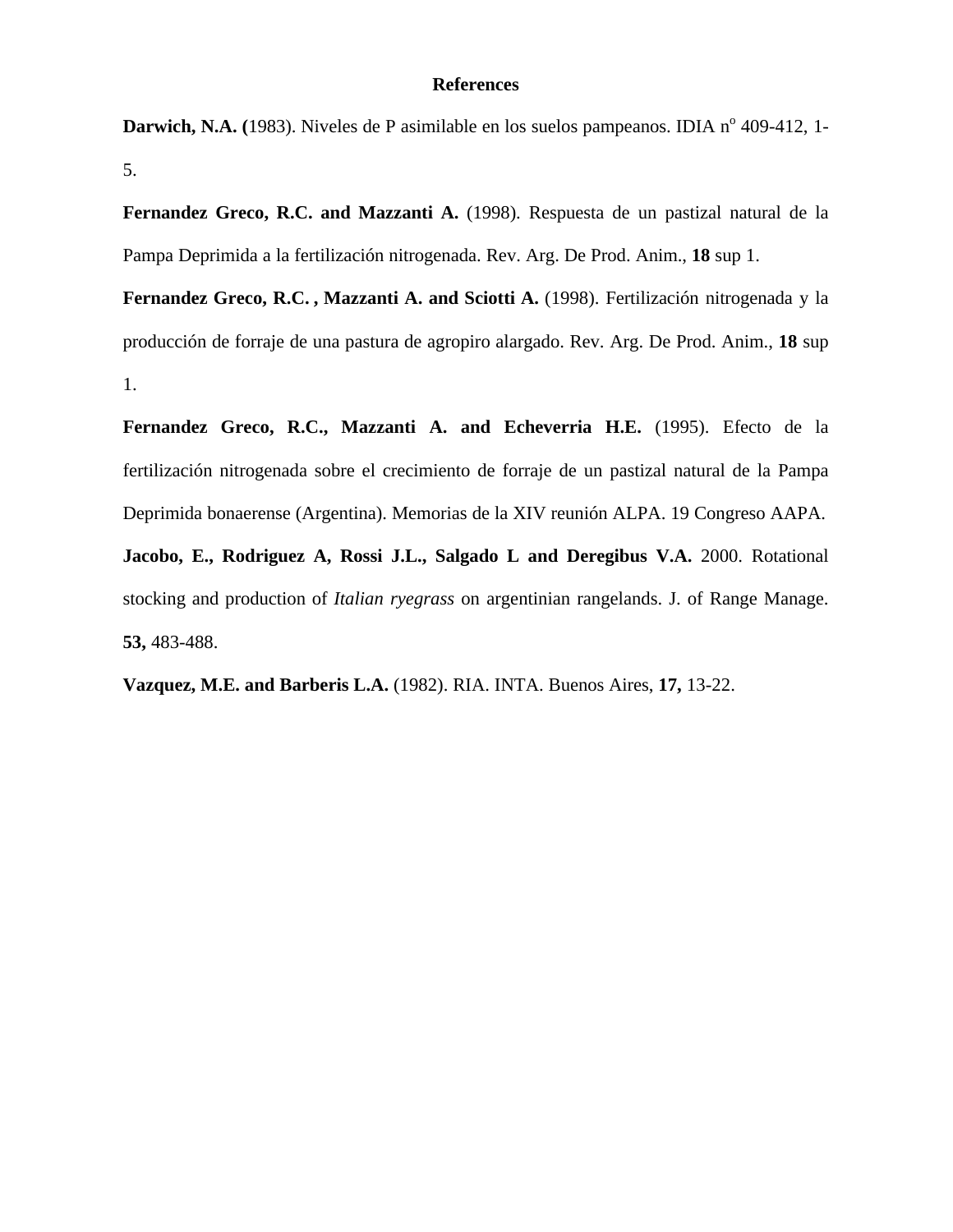# References

**Darwich, N.A. (**1983). Niveles de P asimilable en los suelos pampeanos. IDIA nº 409-412, 1-5.

**Fernandez Greco, R.C. and Mazzanti A.** (1998). Respuesta de un pastizal natural de la Pampa Deprimida a la fertilización nitrogenada. Rev. Arg. De Prod. Anim., **18** sup 1.

**Fernandez Greco, R.C. , Mazzanti A. and Sciotti A.** (1998). Fertilización nitrogenada y la producción de forraje de una pastura de agropiro alargado. Rev. Arg. De Prod. Anim., **18** sup 1.

**Fernandez Greco, R.C., Mazzanti A. and Echeverria H.E.** (1995). Efecto de la fertilización nitrogenada sobre el crecimiento de forraje de un pastizal natural de la Pampa Deprimida bonaerense (Argentina). Memorias de la XIV reunión ALPA. 19 Congreso AAPA.

**Jacobo, E., Rodriguez A, Rossi J.L., Salgado L and Deregibus V.A.** 2000. Rotational stocking and production of *Italian ryegrass* on argentinian rangelands. J. of Range Manage. **53,** 483-488.

**Vazquez, M.E. and Barberis L.A.** (1982). RIA. INTA. Buenos Aires, **17,** 13-22.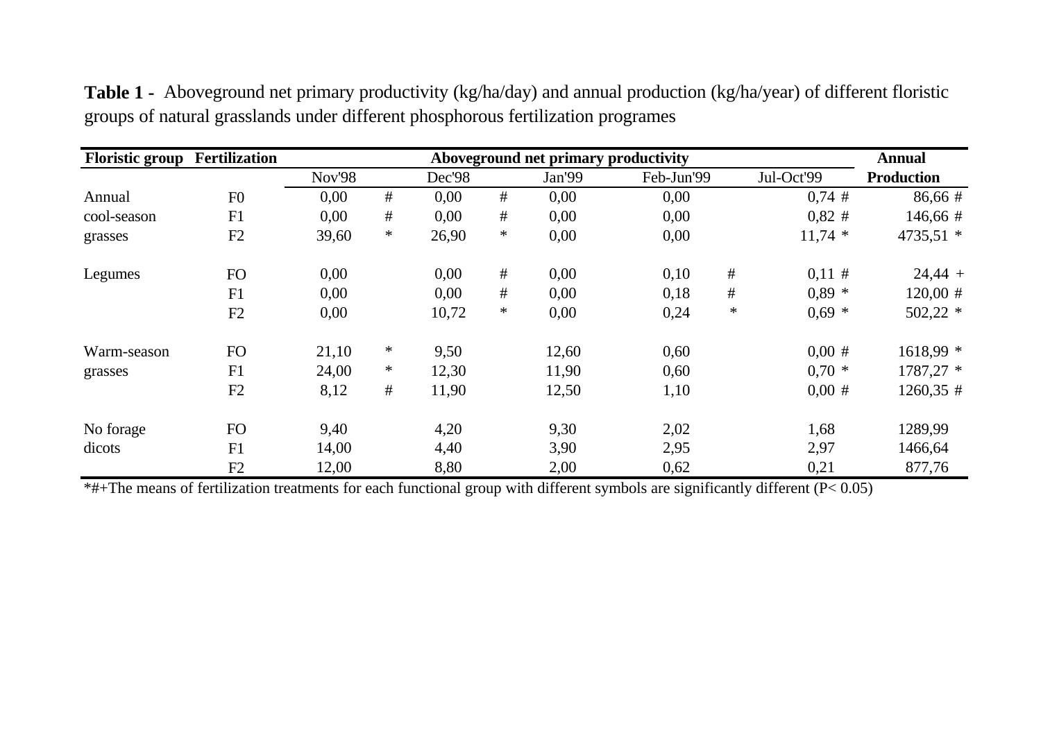**Table 1 -** Aboveground net primary productivity (kg/ha/day) and annual production (kg/ha/year) of different floristic groups of natural grasslands under different phosphorous fertilization programes

| Floristic group | Fertilization | Aboveground net primary productivity | | | | | | | | Annual Production |
|---|---|---|---|---|---|---|---|---|---|---|
| | | Nov'98 | | Dec'98 | | Jan'99 | Feb-Jun'99 | | Jul-Oct'99 | |
| Annual | F0 | 0,00 | # | 0,00 | # | 0,00 | 0,00 | | 0,74 # | 86,66 # |
| cool-season | F1 | 0,00 | # | 0,00 | # | 0,00 | 0,00 | | 0,82 # | 146,66 # |
| grasses | F2 | 39,60 | * | 26,90 | * | 0,00 | 0,00 | | 11,74 * | 4735,51 * |
| Legumes | FO | 0,00 | | 0,00 | # | 0,00 | 0,10 | # | 0,11 # | 24,44 + |
| | F1 | 0,00 | | 0,00 | # | 0,00 | 0,18 | # | 0,89 * | 120,00 # |
| | F2 | 0,00 | | 10,72 | * | 0,00 | 0,24 | * | 0,69 * | 502,22 * |
| Warm-season | FO | 21,10 | * | 9,50 | | 12,60 | 0,60 | | 0,00 # | 1618,99 * |
| grasses | F1 | 24,00 | * | 12,30 | | 11,90 | 0,60 | | 0,70 * | 1787,27 * |
| | F2 | 8,12 | # | 11,90 | | 12,50 | 1,10 | | 0,00 # | 1260,35 # |
| No forage | FO | 9,40 | | 4,20 | | 9,30 | 2,02 | | 1,68 | 1289,99 |
| dicots | F1 | 14,00 | | 4,40 | | 3,90 | 2,95 | | 2,97 | 1466,64 |
| | F2 | 12,00 | | 8,80 | | 2,00 | 0,62 | | 0,21 | 877,76 |

*#+The means of fertilization treatments for each functional group with different symbols are significantly different ($P < 0.05$)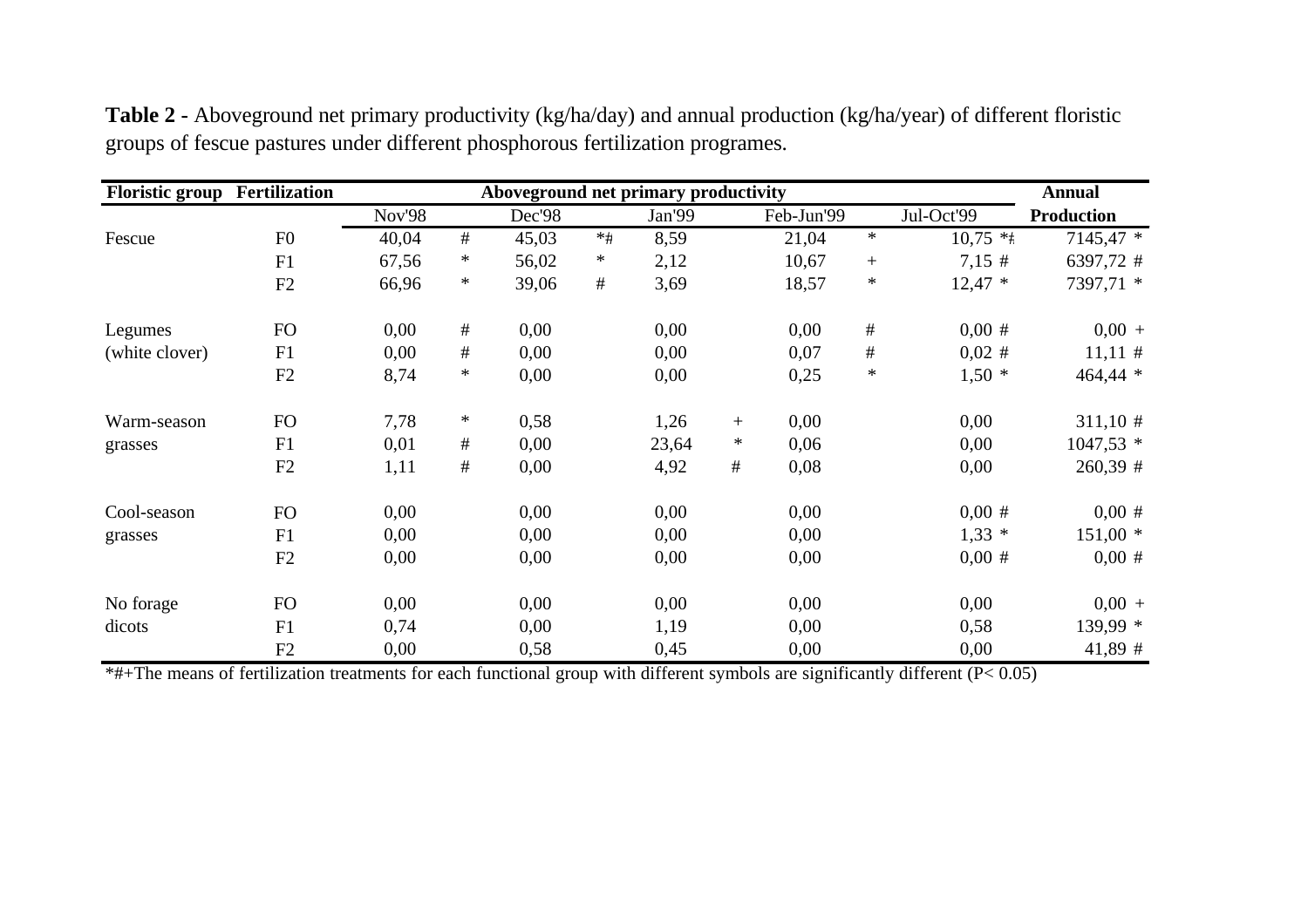**Table 2** - Aboveground net primary productivity (kg/ha/day) and annual production (kg/ha/year) of different floristic groups of fescue pastures under different phosphorous fertilization programes.

| Floristic group | Fertilization | Aboveground net primary productivity | | | | | | | | | | Annual |
|---|---|---|---|---|---|---|---|---|---|---|---|---|
| | | Nov'98 | | Dec'98 | | Jan'99 | | Feb-Jun'99 | | Jul-Oct'99 | | Production |
| Fescue | F0 | 40,04 | # | 45,03 | *# | 8,59 | | 21,04 | * | 10,75 | *# | 7145,47 * |
| | F1 | 67,56 | * | 56,02 | * | 2,12 | | 10,67 | + | 7,15 | # | 6397,72 # |
| | F2 | 66,96 | * | 39,06 | # | 3,69 | | 18,57 | * | 12,47 | * | 7397,71 * |
| Legumes | FO | 0,00 | # | 0,00 | | 0,00 | | 0,00 | # | 0,00 | # | 0,00 + |
| (white clover) | F1 | 0,00 | # | 0,00 | | 0,00 | | 0,07 | # | 0,02 | # | 11,11 # |
| | F2 | 8,74 | * | 0,00 | | 0,00 | | 0,25 | * | 1,50 | * | 464,44 * |
| Warm-season | FO | 7,78 | * | 0,58 | | 1,26 | + | 0,00 | | 0,00 | | 311,10 # |
| grasses | F1 | 0,01 | # | 0,00 | | 23,64 | * | 0,06 | | 0,00 | | 1047,53 * |
| | F2 | 1,11 | # | 0,00 | | 4,92 | # | 0,08 | | 0,00 | | 260,39 # |
| Cool-season | FO | 0,00 | | 0,00 | | 0,00 | | 0,00 | | 0,00 | # | 0,00 # |
| grasses | F1 | 0,00 | | 0,00 | | 0,00 | | 0,00 | | 1,33 | * | 151,00 * |
| | F2 | 0,00 | | 0,00 | | 0,00 | | 0,00 | | 0,00 | # | 0,00 # |
| No forage | FO | 0,00 | | 0,00 | | 0,00 | | 0,00 | | 0,00 | | 0,00 + |
| dicots | F1 | 0,74 | | 0,00 | | 1,19 | | 0,00 | | 0,58 | | 139,99 * |
| | F2 | 0,00 | | 0,58 | | 0,45 | | 0,00 | | 0,00 | | 41,89 # |

*#+The means of fertilization treatments for each functional group with different symbols are significantly different ($P < 0.05$)